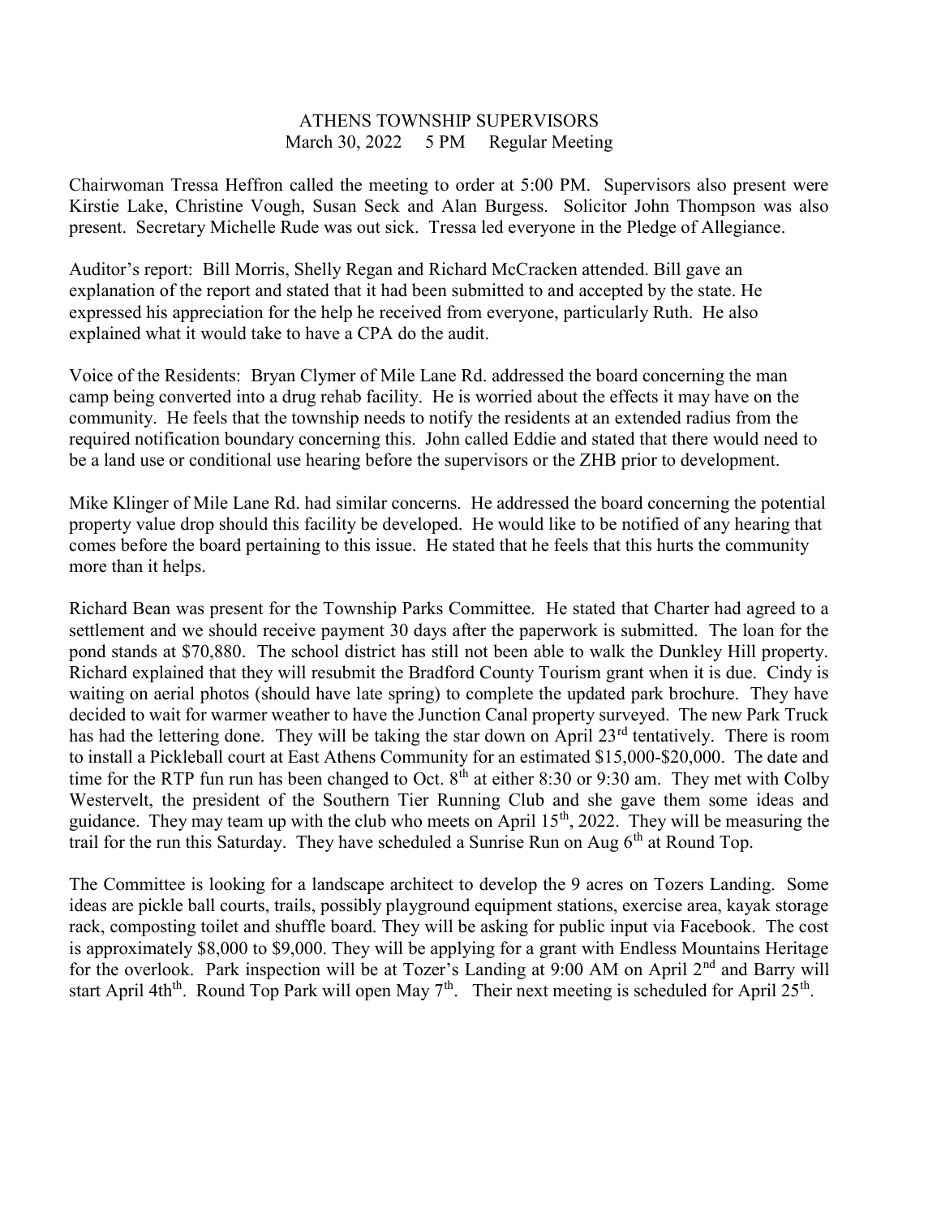ATHENS TOWNSHIP SUPERVISORS
March 30, 2022 5 PM Regular Meeting

Chairwoman Tressa Heffron called the meeting to order at 5:00 PM. Supervisors also present were Kirstie Lake, Christine Vough, Susan Seck and Alan Burgess. Solicitor John Thompson was also present. Secretary Michelle Rude was out sick. Tressa led everyone in the Pledge of Allegiance.

Auditor's report: Bill Morris, Shelly Regan and Richard McCracken attended. Bill gave an explanation of the report and stated that it had been submitted to and accepted by the state. He expressed his appreciation for the help he received from everyone, particularly Ruth. He also explained what it would take to have a CPA do the audit.

Voice of the Residents: Bryan Clymer of Mile Lane Rd. addressed the board concerning the man camp being converted into a drug rehab facility. He is worried about the effects it may have on the community. He feels that the township needs to notify the residents at an extended radius from the required notification boundary concerning this. John called Eddie and stated that there would need to be a land use or conditional use hearing before the supervisors or the ZHB prior to development.

Mike Klinger of Mile Lane Rd. had similar concerns. He addressed the board concerning the potential property value drop should this facility be developed. He would like to be notified of any hearing that comes before the board pertaining to this issue. He stated that he feels that this hurts the community more than it helps.

Richard Bean was present for the Township Parks Committee. He stated that Charter had agreed to a settlement and we should receive payment 30 days after the paperwork is submitted. The loan for the pond stands at $70,880. The school district has still not been able to walk the Dunkley Hill property. Richard explained that they will resubmit the Bradford County Tourism grant when it is due. Cindy is waiting on aerial photos (should have late spring) to complete the updated park brochure. They have decided to wait for warmer weather to have the Junction Canal property surveyed. The new Park Truck has had the lettering done. They will be taking the star down on April 23rd tentatively. There is room to install a Pickleball court at East Athens Community for an estimated $15,000-$20,000. The date and time for the RTP fun run has been changed to Oct. 8th at either 8:30 or 9:30 am. They met with Colby Westervelt, the president of the Southern Tier Running Club and she gave them some ideas and guidance. They may team up with the club who meets on April 15th, 2022. They will be measuring the trail for the run this Saturday. They have scheduled a Sunrise Run on Aug 6th at Round Top.

The Committee is looking for a landscape architect to develop the 9 acres on Tozers Landing. Some ideas are pickle ball courts, trails, possibly playground equipment stations, exercise area, kayak storage rack, composting toilet and shuffle board. They will be asking for public input via Facebook. The cost is approximately $8,000 to $9,000. They will be applying for a grant with Endless Mountains Heritage for the overlook. Park inspection will be at Tozer's Landing at 9:00 AM on April 2nd and Barry will start April 4th. Round Top Park will open May 7th. Their next meeting is scheduled for April 25th.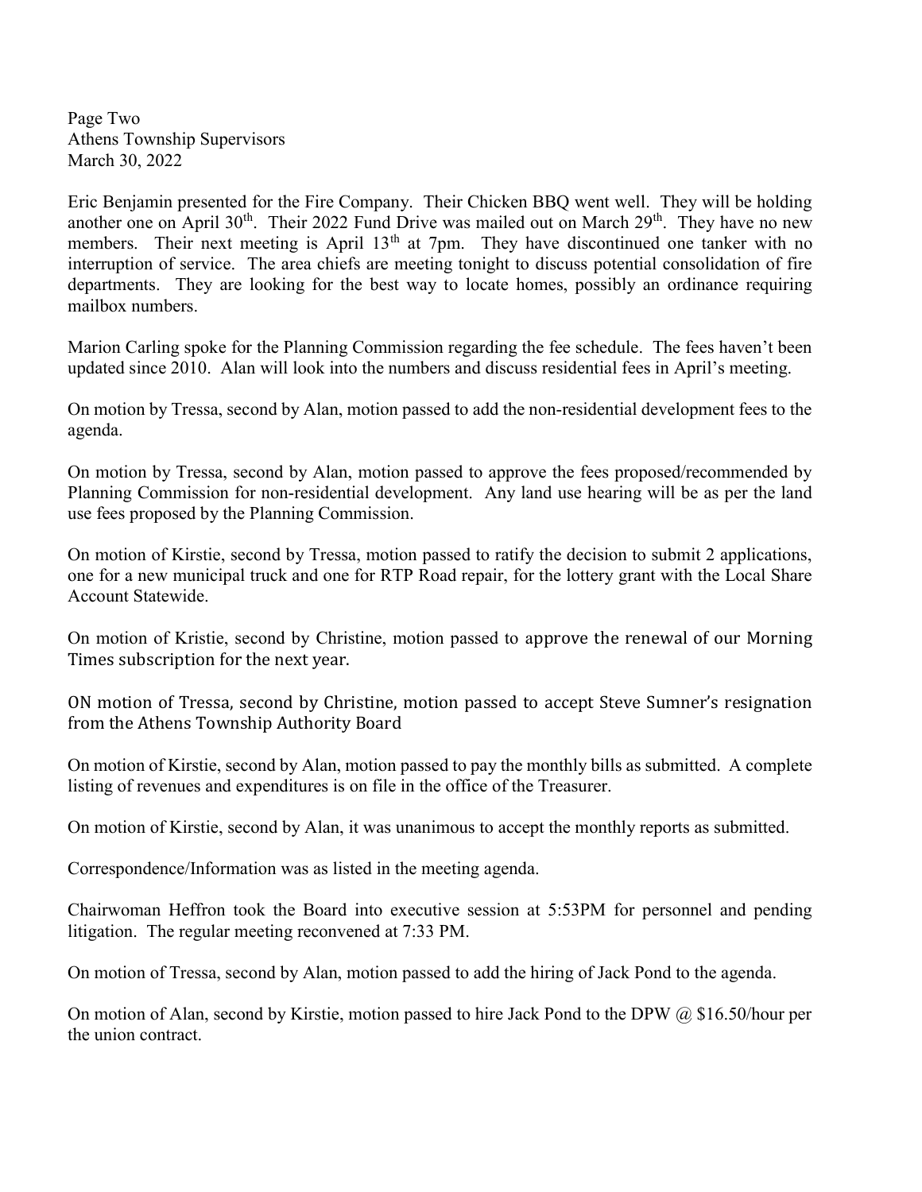Page Two
Athens Township Supervisors
March 30, 2022

Eric Benjamin presented for the Fire Company. Their Chicken BBQ went well. They will be holding another one on April 30th. Their 2022 Fund Drive was mailed out on March 29th. They have no new members. Their next meeting is April 13th at 7pm. They have discontinued one tanker with no interruption of service. The area chiefs are meeting tonight to discuss potential consolidation of fire departments. They are looking for the best way to locate homes, possibly an ordinance requiring mailbox numbers.

Marion Carling spoke for the Planning Commission regarding the fee schedule. The fees haven't been updated since 2010. Alan will look into the numbers and discuss residential fees in April's meeting.

On motion by Tressa, second by Alan, motion passed to add the non-residential development fees to the agenda.

On motion by Tressa, second by Alan, motion passed to approve the fees proposed/recommended by Planning Commission for non-residential development. Any land use hearing will be as per the land use fees proposed by the Planning Commission.

On motion of Kirstie, second by Tressa, motion passed to ratify the decision to submit 2 applications, one for a new municipal truck and one for RTP Road repair, for the lottery grant with the Local Share Account Statewide.

On motion of Kristie, second by Christine, motion passed to approve the renewal of our Morning Times subscription for the next year.

ON motion of Tressa, second by Christine, motion passed to accept Steve Sumner's resignation from the Athens Township Authority Board

On motion of Kirstie, second by Alan, motion passed to pay the monthly bills as submitted. A complete listing of revenues and expenditures is on file in the office of the Treasurer.

On motion of Kirstie, second by Alan, it was unanimous to accept the monthly reports as submitted.

Correspondence/Information was as listed in the meeting agenda.

Chairwoman Heffron took the Board into executive session at 5:53PM for personnel and pending litigation. The regular meeting reconvened at 7:33 PM.

On motion of Tressa, second by Alan, motion passed to add the hiring of Jack Pond to the agenda.

On motion of Alan, second by Kirstie, motion passed to hire Jack Pond to the DPW @ $16.50/hour per the union contract.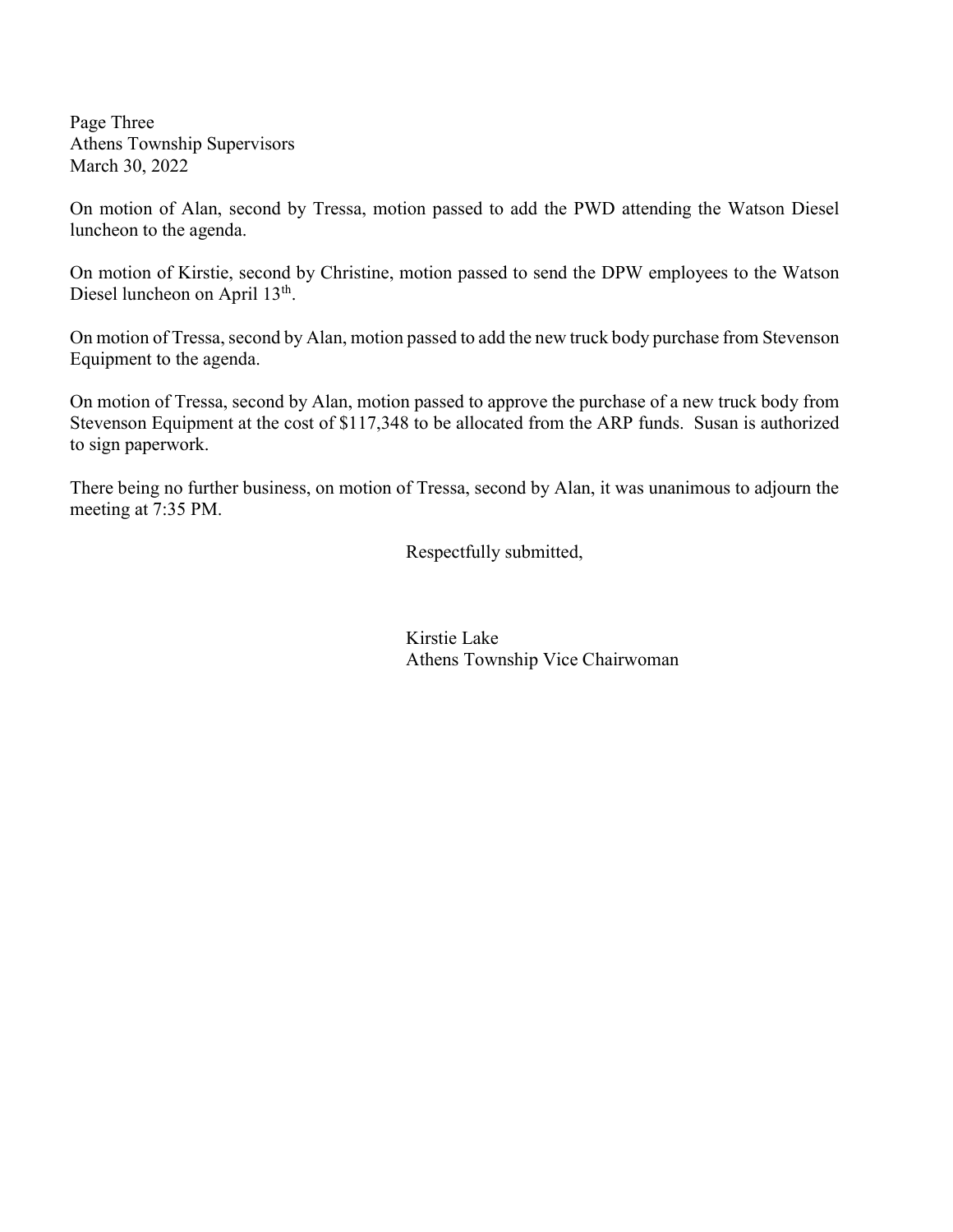On motion of Alan, second by Tressa, motion passed to add the PWD attending the Watson Diesel luncheon to the agenda.

On motion of Kirstie, second by Christine, motion passed to send the DPW employees to the Watson Diesel luncheon on April 13th.

On motion of Tressa, second by Alan, motion passed to add the new truck body purchase from Stevenson Equipment to the agenda.

On motion of Tressa, second by Alan, motion passed to approve the purchase of a new truck body from Stevenson Equipment at the cost of $117,348 to be allocated from the ARP funds. Susan is authorized to sign paperwork.

There being no further business, on motion of Tressa, second by Alan, it was unanimous to adjourn the meeting at 7:35 PM.

Respectfully submitted,

Kirstie Lake
Athens Township Vice Chairwoman